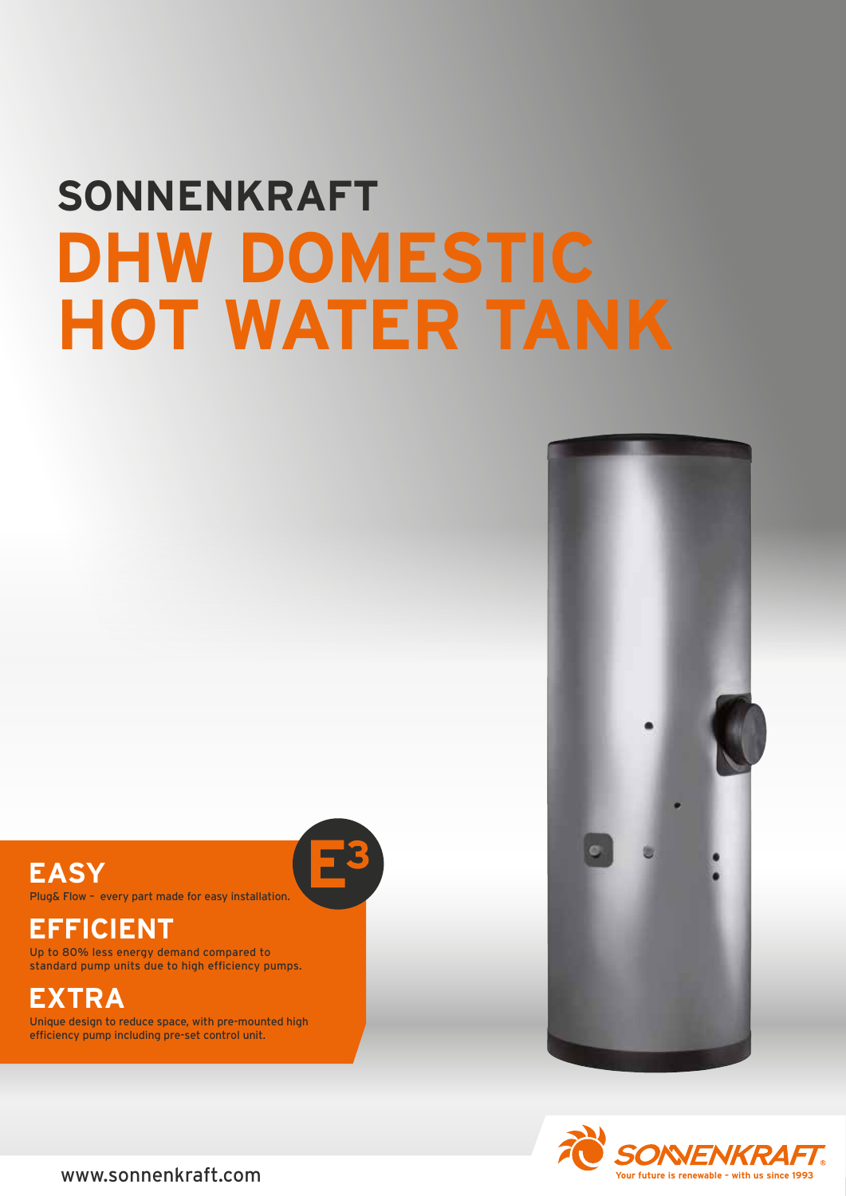# SONNENKRAFT
# DHW DOMESTIC HOT WATER TANK

E3

## EASY

Plug& Flow – every part made for easy installation.

## EFFICIENT

Up to 80% less energy demand compared to standard pump units due to high efficiency pumps.

## EXTRA

Unique design to reduce space, with pre-mounted high efficiency pump including pre-set control unit.

SONNENKRAFT
Your future is renewable – with us since 1993

www.sonnenkraft.com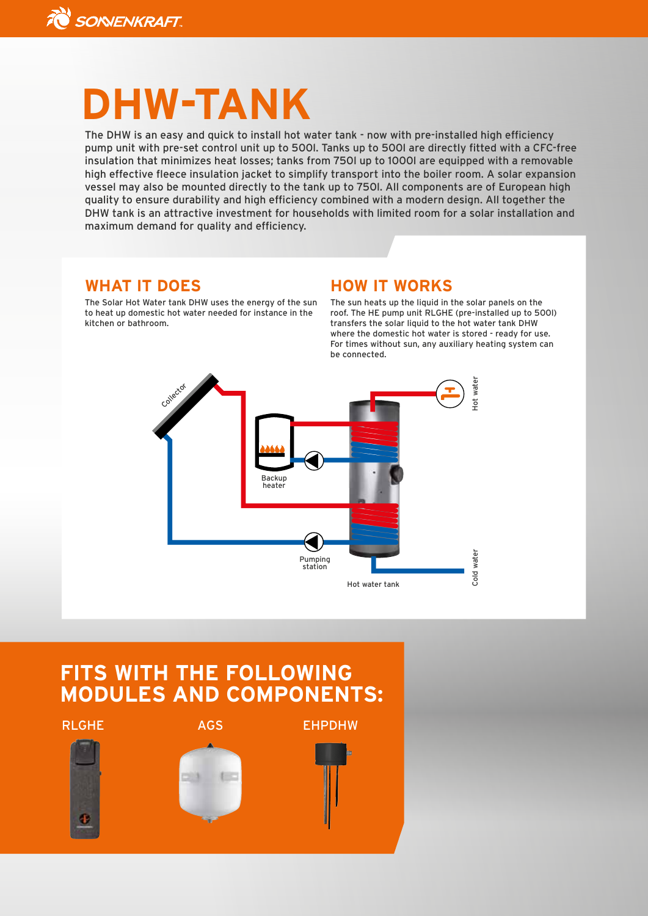# DHW-TANK

The DHW is an easy and quick to install hot water tank - now with pre-installed high efficiency pump unit with pre-set control unit up to 500l. Tanks up to 500l are directly fitted with a CFC-free insulation that minimizes heat losses; tanks from 750l up to 1000l are equipped with a removable high effective fleece insulation jacket to simplify transport into the boiler room. A solar expansion vessel may also be mounted directly to the tank up to 750l. All components are of European high quality to ensure durability and high efficiency combined with a modern design. All together the DHW tank is an attractive investment for households with limited room for a solar installation and maximum demand for quality and efficiency.

## WHAT IT DOES

The Solar Hot Water tank DHW uses the energy of the sun to heat up domestic hot water needed for instance in the kitchen or bathroom.

## HOW IT WORKS

The sun heats up the liquid in the solar panels on the roof. The HE pump unit RLGHE (pre-installed up to 500l) transfers the solar liquid to the hot water tank DHW where the domestic hot water is stored - ready for use. For times without sun, any auxiliary heating system can be connected.

Collector

Backup heater

Hot water

Pumping station

Cold water

Hot water tank

## FITS WITH THE FOLLOWING MODULES AND COMPONENTS:

RLGHE

AGS

EHPDHW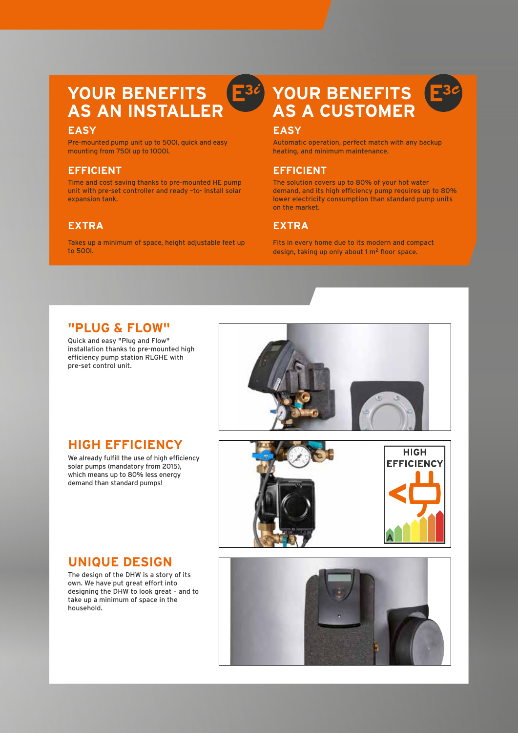## YOUR BENEFITS AS AN INSTALLER

### EASY

Pre-mounted pump unit up to 500l, quick and easy mounting from 750l up to 1000l.

### EFFICIENT

Time and cost saving thanks to pre-mounted HE pump unit with pre-set controller and ready -to- install solar expansion tank.

### EXTRA

Takes up a minimum of space, height adjustable feet up to 500l.

## YOUR BENEFITS AS A CUSTOMER

### EASY

Automatic operation, perfect match with any backup heating, and minimum maintenance.

### EFFICIENT

The solution covers up to 80% of your hot water demand, and its high efficiency pump requires up to 80% lower electricity consumption than standard pump units on the market.

### EXTRA

Fits in every home due to its modern and compact design, taking up only about 1 m² floor space.

## "PLUG & FLOW"

Quick and easy "Plug and Flow" installation thanks to pre-mounted high efficiency pump station RLGHE with pre-set control unit.

## HIGH EFFICIENCY

We already fulfill the use of high efficiency solar pumps (mandatory from 2015), which means up to 80% less energy demand than standard pumps!

## UNIQUE DESIGN

The design of the DHW is a story of its own. We have put great effort into designing the DHW to look great – and to take up a minimum of space in the household.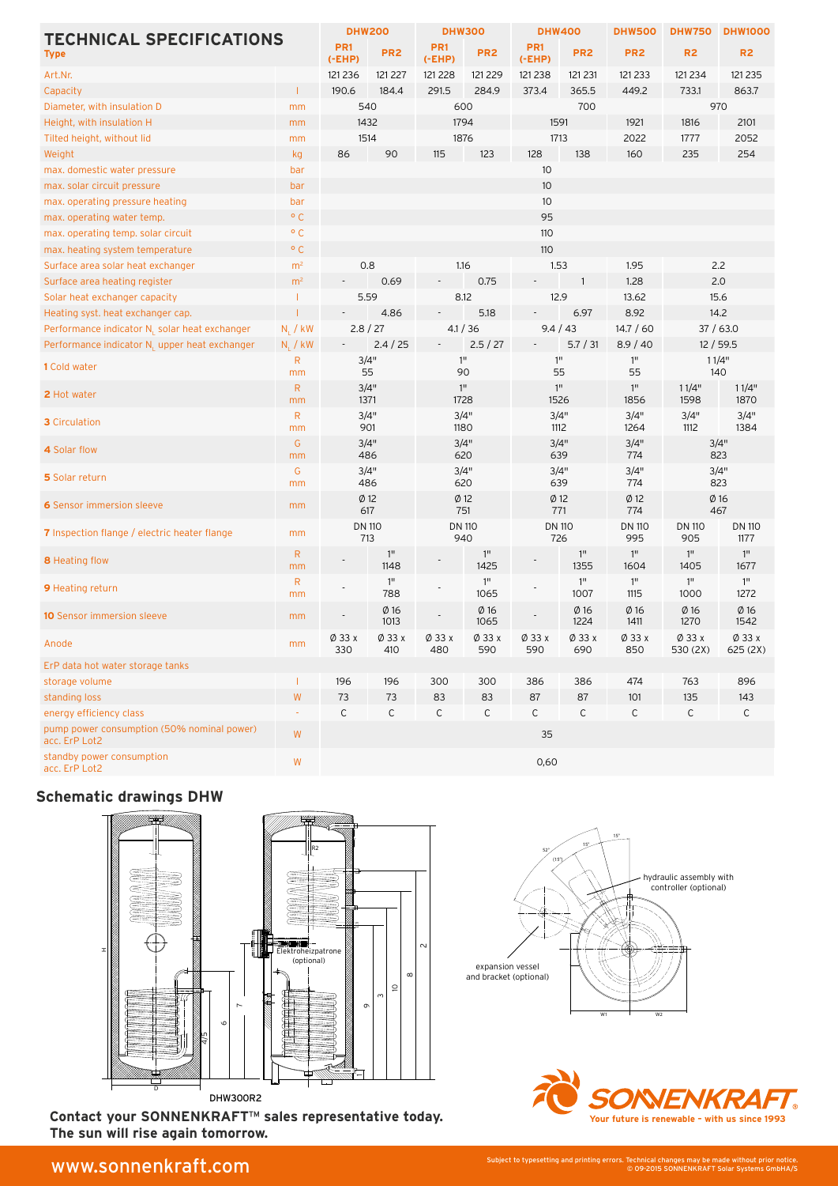# TECHNICAL SPECIFICATIONS

| Type | | DHW200 PR1 (-EHP) | DHW200 PR2 | DHW300 PR1 (-EHP) | DHW300 PR2 | DHW400 PR1 (-EHP) | DHW400 PR2 | DHW500 PR2 | DHW750 R2 | DHW1000 R2 |
|---|---|---|---|---|---|---|---|---|---|---|
| Art.Nr. | | 121 236 | 121 227 | 121 228 | 121 229 | 121 238 | 121 231 | 121 233 | 121 234 | 121 235 |
| Capacity | l | 190.6 | 184.4 | 291.5 | 284.9 | 373.4 | 365.5 | 449.2 | 733.1 | 863.7 |
| Diameter, with insulation D | mm | 540 | | 600 | | 700 | | | 970 | |
| Height, with insulation H | mm | 1432 | | 1794 | | 1591 | | 1921 | 1816 | 2101 |
| Tilted height, without lid | mm | 1514 | | 1876 | | 1713 | | 2022 | 1777 | 2052 |
| Weight | kg | 86 | 90 | 115 | 123 | 128 | 138 | 160 | 235 | 254 |
| max. domestic water pressure | bar | 10 | | | | | | | | |
| max. solar circuit pressure | bar | 10 | | | | | | | | |
| max. operating pressure heating | bar | 10 | | | | | | | | |
| max. operating water temp. | °C | 95 | | | | | | | | |
| max. operating temp. solar circuit | °C | 110 | | | | | | | | |
| max. heating system temperature | °C | 110 | | | | | | | | |
| Surface area solar heat exchanger | m² | 0.8 | | 1.16 | | 1.53 | | 1.95 | 2.2 | |
| Surface area heating register | m² | - | 0.69 | - | 0.75 | - | 1 | 1.28 | 2.0 | |
| Solar heat exchanger capacity | l | 5.59 | | 8.12 | | 12.9 | | 13.62 | 15.6 | |
| Heating syst. heat exchanger cap. | l | - | 4.86 | - | 5.18 | - | 6.97 | 8.92 | 14.2 | |
| Performance indicator $N_L$ solar heat exchanger | $N_L$ / kW | 2.8 / 27 | | 4.1 / 36 | | 9.4 / 43 | | 14.7 / 60 | 37 / 63.0 | |
| Performance indicator $N_L$ upper heat exchanger | $N_L$ / kW | - | 2.4 / 25 | - | 2.5 / 27 | - | 5.7 / 31 | 8.9 / 40 | 12 / 59.5 | |
| **1** Cold water | R / mm | 3/4" / 55 | | 1" / 90 | | 1" / 55 | | 1" / 55 | 1 1/4" / 140 | |
| **2** Hot water | R / mm | 3/4" / 1371 | | 1" / 1728 | | 1" / 1526 | | 1" / 1856 | 1 1/4" / 1598 | 1 1/4" / 1870 |
| **3** Circulation | R / mm | 3/4" / 901 | | 3/4" / 1180 | | 3/4" / 1112 | | 3/4" / 1264 | 3/4" / 1112 | 3/4" / 1384 |
| **4** Solar flow | G / mm | 3/4" / 486 | | 3/4" / 620 | | 3/4" / 639 | | 3/4" / 774 | 3/4" / 823 | |
| **5** Solar return | G / mm | 3/4" / 486 | | 3/4" / 620 | | 3/4" / 639 | | 3/4" / 774 | 3/4" / 823 | |
| **6** Sensor immersion sleeve | mm | Ø 12 / 617 | | Ø 12 / 751 | | Ø 12 / 771 | | Ø 12 / 774 | Ø 16 / 467 | |
| **7** Inspection flange / electric heater flange | mm | DN 110 / 713 | | DN 110 / 940 | | DN 110 / 726 | | DN 110 / 995 | DN 110 / 905 | DN 110 / 1177 |
| **8** Heating flow | R / mm | - | 1" / 1148 | - | 1" / 1425 | - | 1" / 1355 | 1" / 1604 | 1" / 1405 | 1" / 1677 |
| **9** Heating return | R / mm | - | 1" / 788 | - | 1" / 1065 | - | 1" / 1007 | 1" / 1115 | 1" / 1000 | 1" / 1272 |
| **10** Sensor immersion sleeve | mm | - | Ø 16 / 1013 | - | Ø 16 / 1065 | - | Ø 16 / 1224 | Ø 16 / 1411 | Ø 16 / 1270 | Ø 16 / 1542 |
| Anode | mm | Ø 33 x 330 | Ø 33 x 410 | Ø 33 x 480 | Ø 33 x 590 | Ø 33 x 590 | Ø 33 x 690 | Ø 33 x 850 | Ø 33 x 530 (2X) | Ø 33 x 625 (2X) |
| ErP data hot water storage tanks | | | | | | | | | | |
| storage volume | l | 196 | 196 | 300 | 300 | 386 | 386 | 474 | 763 | 896 |
| standing loss | W | 73 | 73 | 83 | 83 | 87 | 87 | 101 | 135 | 143 |
| energy efficiency class | - | C | C | C | C | C | C | C | C | C |
| pump power consumption (50% nominal power) acc. ErP Lot2 | W | 35 | | | | | | | | |
| standby power consumption acc. ErP Lot2 | W | 0,60 | | | | | | | | |

## Schematic drawings DHW

Elektroheizpatrone (optional)

DHW300R2

hydraulic assembly with controller (optional)

expansion vessel and bracket (optional)

**Contact your SONNENKRAFT™ sales representative today.**
**The sun will rise again tomorrow.**

SONNENKRAFT
Your future is renewable – with us since 1993

www.sonnenkraft.com

Subject to typesetting and printing errors. Technical changes may be made without prior notice.
© 09-2015 SONNENKRAFT Solar Systems GmbHA/S